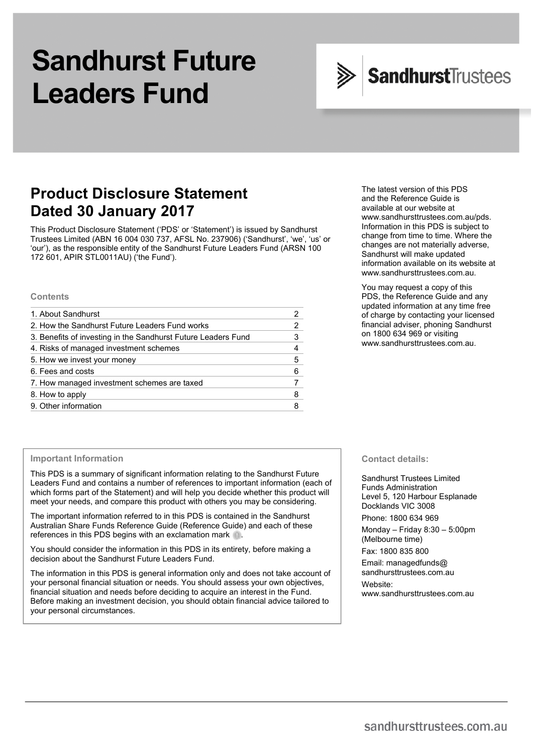# Sandhurst Future Leaders Fund

SandhurstTrustees

## Product Disclosure Statement Dated 30 January 2017

This Product Disclosure Statement ('PDS' or 'Statement') is issued by Sandhurst Trustees Limited (ABN 16 004 030 737, AFSL No. 237906) ('Sandhurst', 'we', 'us' or 'our'), as the responsible entity of the Sandhurst Future Leaders Fund (ARSN 100 172 601, APIR STL0011AU) ('the Fund').

The latest version of this PDS and the Reference Guide is available at our website at www.sandhursttrustees.com.au/pds. Information in this PDS is subject to change from time to time. Where the changes are not materially adverse, Sandhurst will make updated information available on its website at www.sandhursttrustees.com.au.

You may request a copy of this PDS, the Reference Guide and any updated information at any time free of charge by contacting your licensed financial adviser, phoning Sandhurst on 1800 634 969 or visiting www.sandhursttrustees.com.au.

### Contents

| | |
|---|---|
| 1. About Sandhurst | 2 |
| 2. How the Sandhurst Future Leaders Fund works | 2 |
| 3. Benefits of investing in the Sandhurst Future Leaders Fund | 3 |
| 4. Risks of managed investment schemes | 4 |
| 5. How we invest your money | 5 |
| 6. Fees and costs | 6 |
| 7. How managed investment schemes are taxed | 7 |
| 8. How to apply | 8 |
| 9. Other information | 8 |

### Important Information

This PDS is a summary of significant information relating to the Sandhurst Future Leaders Fund and contains a number of references to important information (each of which forms part of the Statement) and will help you decide whether this product will meet your needs, and compare this product with others you may be considering.

The important information referred to in this PDS is contained in the Sandhurst Australian Share Funds Reference Guide (Reference Guide) and each of these references in this PDS begins with an exclamation mark !.

You should consider the information in this PDS in its entirety, before making a decision about the Sandhurst Future Leaders Fund.

The information in this PDS is general information only and does not take account of your personal financial situation or needs. You should assess your own objectives, financial situation and needs before deciding to acquire an interest in the Fund. Before making an investment decision, you should obtain financial advice tailored to your personal circumstances.

### Contact details:

Sandhurst Trustees Limited
Funds Administration
Level 5, 120 Harbour Esplanade
Docklands VIC 3008

Phone: 1800 634 969

Monday – Friday 8:30 – 5:00pm (Melbourne time)

Fax: 1800 835 800

Email: managedfunds@sandhursttrustees.com.au

Website: www.sandhursttrustees.com.au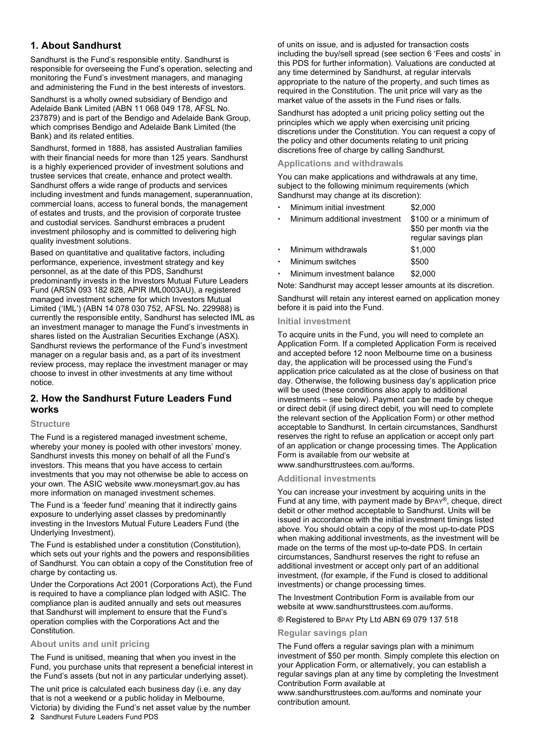## 1. About Sandhurst

Sandhurst is the Fund's responsible entity. Sandhurst is responsible for overseeing the Fund's operation, selecting and monitoring the Fund's investment managers, and managing and administering the Fund in the best interests of investors.

Sandhurst is a wholly owned subsidiary of Bendigo and Adelaide Bank Limited (ABN 11 068 049 178, AFSL No. 237879) and is part of the Bendigo and Adelaide Bank Group, which comprises Bendigo and Adelaide Bank Limited (the Bank) and its related entities.

Sandhurst, formed in 1888, has assisted Australian families with their financial needs for more than 125 years. Sandhurst is a highly experienced provider of investment solutions and trustee services that create, enhance and protect wealth. Sandhurst offers a wide range of products and services including investment and funds management, superannuation, commercial loans, access to funeral bonds, the management of estates and trusts, and the provision of corporate trustee and custodial services. Sandhurst embraces a prudent investment philosophy and is committed to delivering high quality investment solutions.

Based on quantitative and qualitative factors, including performance, experience, investment strategy and key personnel, as at the date of this PDS, Sandhurst predominantly invests in the Investors Mutual Future Leaders Fund (ARSN 093 182 828, APIR IML0003AU), a registered managed investment scheme for which Investors Mutual Limited ('IML') (ABN 14 078 030 752, AFSL No. 229988) is currently the responsible entity, Sandhurst has selected IML as an investment manager to manage the Fund's investments in shares listed on the Australian Securities Exchange (ASX). Sandhurst reviews the performance of the Fund's investment manager on a regular basis and, as a part of its investment review process, may replace the investment manager or may choose to invest in other investments at any time without notice.

## 2. How the Sandhurst Future Leaders Fund works

### Structure

The Fund is a registered managed investment scheme, whereby your money is pooled with other investors' money. Sandhurst invests this money on behalf of all the Fund's investors. This means that you have access to certain investments that you may not otherwise be able to access on your own. The ASIC website www.moneysmart.gov.au has more information on managed investment schemes.

The Fund is a 'feeder fund' meaning that it indirectly gains exposure to underlying asset classes by predominantly investing in the Investors Mutual Future Leaders Fund (the Underlying Investment).

The Fund is established under a constitution (Constitution), which sets out your rights and the powers and responsibilities of Sandhurst. You can obtain a copy of the Constitution free of charge by contacting us.

Under the Corporations Act 2001 (Corporations Act), the Fund is required to have a compliance plan lodged with ASIC. The compliance plan is audited annually and sets out measures that Sandhurst will implement to ensure that the Fund's operation complies with the Corporations Act and the Constitution.

### About units and unit pricing

The Fund is unitised, meaning that when you invest in the Fund, you purchase units that represent a beneficial interest in the Fund's assets (but not in any particular underlying asset).

The unit price is calculated each business day (i.e. any day that is not a weekend or a public holiday in Melbourne, Victoria) by dividing the Fund's net asset value by the number of units on issue, and is adjusted for transaction costs including the buy/sell spread (see section 6 'Fees and costs' in this PDS for further information). Valuations are conducted at any time determined by Sandhurst, at regular intervals appropriate to the nature of the property, and such times as required in the Constitution. The unit price will vary as the market value of the assets in the Fund rises or falls.

Sandhurst has adopted a unit pricing policy setting out the principles which we apply when exercising unit pricing discretions under the Constitution. You can request a copy of the policy and other documents relating to unit pricing discretions free of charge by calling Sandhurst.

### Applications and withdrawals

You can make applications and withdrawals at any time, subject to the following minimum requirements (which Sandhurst may change at its discretion):

- Minimum initial investment — $2,000
- Minimum additional investment — $100 or a minimum of $50 per month via the regular savings plan
- Minimum withdrawals — $1,000
- Minimum switches — $500
- Minimum investment balance — $2,000

Note: Sandhurst may accept lesser amounts at its discretion.

Sandhurst will retain any interest earned on application money before it is paid into the Fund.

### Initial investment

To acquire units in the Fund, you will need to complete an Application Form. If a completed Application Form is received and accepted before 12 noon Melbourne time on a business day, the application will be processed using the Fund's application price calculated as at the close of business on that day. Otherwise, the following business day's application price will be used (these conditions also apply to additional investments – see below). Payment can be made by cheque or direct debit (if using direct debit, you will need to complete the relevant section of the Application Form) or other method acceptable to Sandhurst. In certain circumstances, Sandhurst reserves the right to refuse an application or accept only part of an application or change processing times. The Application Form is available from our website at www.sandhursttrustees.com.au/forms.

### Additional investments

You can increase your investment by acquiring units in the Fund at any time, with payment made by BPAY®, cheque, direct debit or other method acceptable to Sandhurst. Units will be issued in accordance with the initial investment timings listed above. You should obtain a copy of the most up-to-date PDS when making additional investments, as the investment will be made on the terms of the most up-to-date PDS. In certain circumstances, Sandhurst reserves the right to refuse an additional investment or accept only part of an additional investment, (for example, if the Fund is closed to additional investments) or change processing times.

The Investment Contribution Form is available from our website at www.sandhursttrustees.com.au/forms.

® Registered to BPAY Pty Ltd ABN 69 079 137 518

### Regular savings plan

The Fund offers a regular savings plan with a minimum investment of $50 per month. Simply complete this election on your Application Form, or alternatively, you can establish a regular savings plan at any time by completing the Investment Contribution Form available at www.sandhursttrustees.com.au/forms and nominate your contribution amount.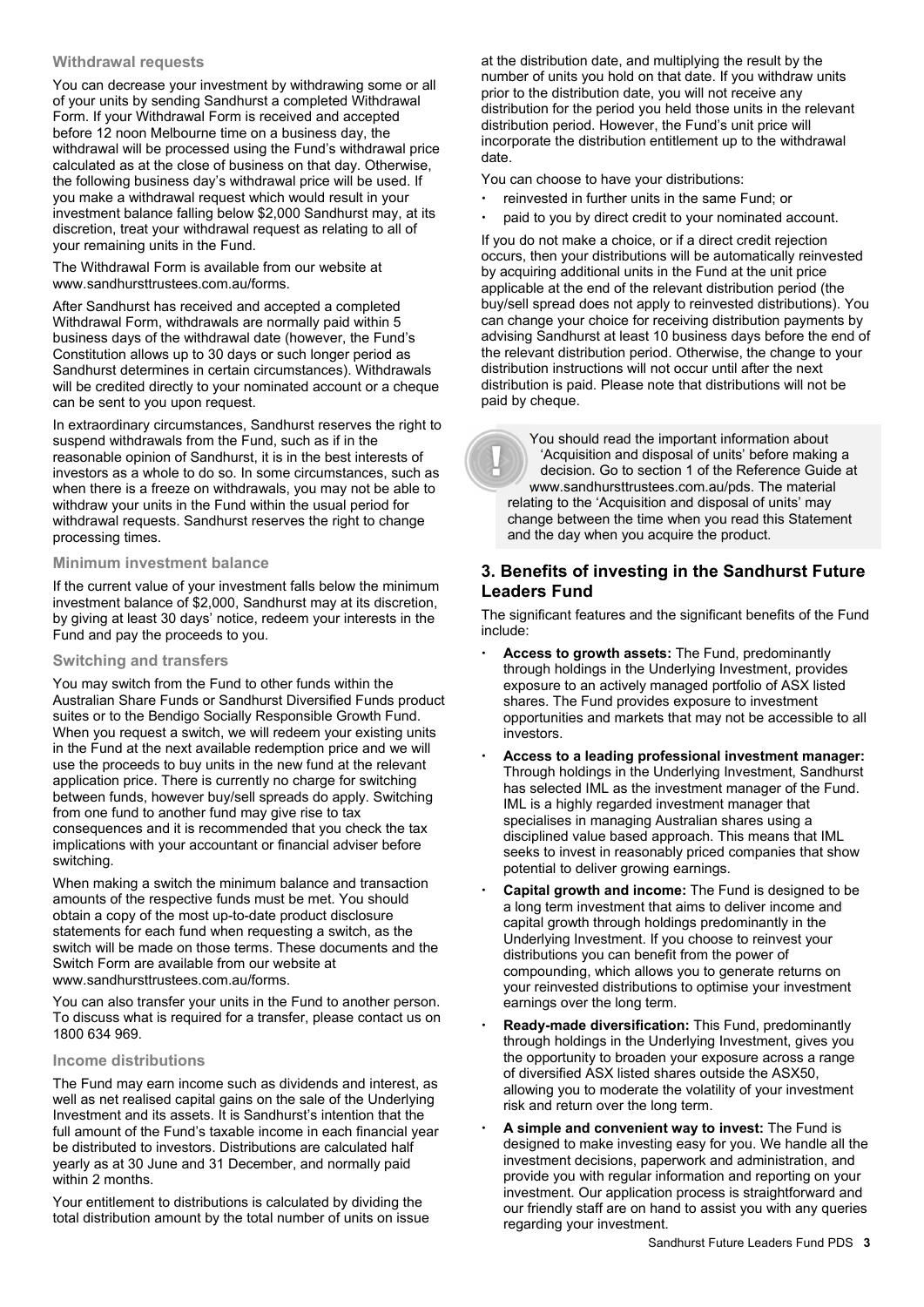### Withdrawal requests

You can decrease your investment by withdrawing some or all of your units by sending Sandhurst a completed Withdrawal Form. If your Withdrawal Form is received and accepted before 12 noon Melbourne time on a business day, the withdrawal will be processed using the Fund's withdrawal price calculated as at the close of business on that day. Otherwise, the following business day's withdrawal price will be used. If you make a withdrawal request which would result in your investment balance falling below $2,000 Sandhurst may, at its discretion, treat your withdrawal request as relating to all of your remaining units in the Fund.

The Withdrawal Form is available from our website at www.sandhursttrustees.com.au/forms.

After Sandhurst has received and accepted a completed Withdrawal Form, withdrawals are normally paid within 5 business days of the withdrawal date (however, the Fund's Constitution allows up to 30 days or such longer period as Sandhurst determines in certain circumstances). Withdrawals will be credited directly to your nominated account or a cheque can be sent to you upon request.

In extraordinary circumstances, Sandhurst reserves the right to suspend withdrawals from the Fund, such as if in the reasonable opinion of Sandhurst, it is in the best interests of investors as a whole to do so. In some circumstances, such as when there is a freeze on withdrawals, you may not be able to withdraw your units in the Fund within the usual period for withdrawal requests. Sandhurst reserves the right to change processing times.

### Minimum investment balance

If the current value of your investment falls below the minimum investment balance of $2,000, Sandhurst may at its discretion, by giving at least 30 days' notice, redeem your interests in the Fund and pay the proceeds to you.

### Switching and transfers

You may switch from the Fund to other funds within the Australian Share Funds or Sandhurst Diversified Funds product suites or to the Bendigo Socially Responsible Growth Fund. When you request a switch, we will redeem your existing units in the Fund at the next available redemption price and we will use the proceeds to buy units in the new fund at the relevant application price. There is currently no charge for switching between funds, however buy/sell spreads do apply. Switching from one fund to another fund may give rise to tax consequences and it is recommended that you check the tax implications with your accountant or financial adviser before switching.

When making a switch the minimum balance and transaction amounts of the respective funds must be met. You should obtain a copy of the most up-to-date product disclosure statements for each fund when requesting a switch, as the switch will be made on those terms. These documents and the Switch Form are available from our website at www.sandhursttrustees.com.au/forms.

You can also transfer your units in the Fund to another person. To discuss what is required for a transfer, please contact us on 1800 634 969.

### Income distributions

The Fund may earn income such as dividends and interest, as well as net realised capital gains on the sale of the Underlying Investment and its assets. It is Sandhurst's intention that the full amount of the Fund's taxable income in each financial year be distributed to investors. Distributions are calculated half yearly as at 30 June and 31 December, and normally paid within 2 months.

Your entitlement to distributions is calculated by dividing the total distribution amount by the total number of units on issue at the distribution date, and multiplying the result by the number of units you hold on that date. If you withdraw units prior to the distribution date, you will not receive any distribution for the period you held those units in the relevant distribution period. However, the Fund's unit price will incorporate the distribution entitlement up to the withdrawal date.

You can choose to have your distributions:

- reinvested in further units in the same Fund; or
- paid to you by direct credit to your nominated account.

If you do not make a choice, or if a direct credit rejection occurs, then your distributions will be automatically reinvested by acquiring additional units in the Fund at the unit price applicable at the end of the relevant distribution period (the buy/sell spread does not apply to reinvested distributions). You can change your choice for receiving distribution payments by advising Sandhurst at least 10 business days before the end of the relevant distribution period. Otherwise, the change to your distribution instructions will not occur until after the next distribution is paid. Please note that distributions will not be paid by cheque.

> You should read the important information about 'Acquisition and disposal of units' before making a decision. Go to section 1 of the Reference Guide at www.sandhursttrustees.com.au/pds. The material relating to the 'Acquisition and disposal of units' may change between the time when you read this Statement and the day when you acquire the product.

## 3. Benefits of investing in the Sandhurst Future Leaders Fund

The significant features and the significant benefits of the Fund include:

- **Access to growth assets:** The Fund, predominantly through holdings in the Underlying Investment, provides exposure to an actively managed portfolio of ASX listed shares. The Fund provides exposure to investment opportunities and markets that may not be accessible to all investors.
- **Access to a leading professional investment manager:** Through holdings in the Underlying Investment, Sandhurst has selected IML as the investment manager of the Fund. IML is a highly regarded investment manager that specialises in managing Australian shares using a disciplined value based approach. This means that IML seeks to invest in reasonably priced companies that show potential to deliver growing earnings.
- **Capital growth and income:** The Fund is designed to be a long term investment that aims to deliver income and capital growth through holdings predominantly in the Underlying Investment. If you choose to reinvest your distributions you can benefit from the power of compounding, which allows you to generate returns on your reinvested distributions to optimise your investment earnings over the long term.
- **Ready-made diversification:** This Fund, predominantly through holdings in the Underlying Investment, gives you the opportunity to broaden your exposure across a range of diversified ASX listed shares outside the ASX50, allowing you to moderate the volatility of your investment risk and return over the long term.
- **A simple and convenient way to invest:** The Fund is designed to make investing easy for you. We handle all the investment decisions, paperwork and administration, and provide you with regular information and reporting on your investment. Our application process is straightforward and our friendly staff are on hand to assist you with any queries regarding your investment.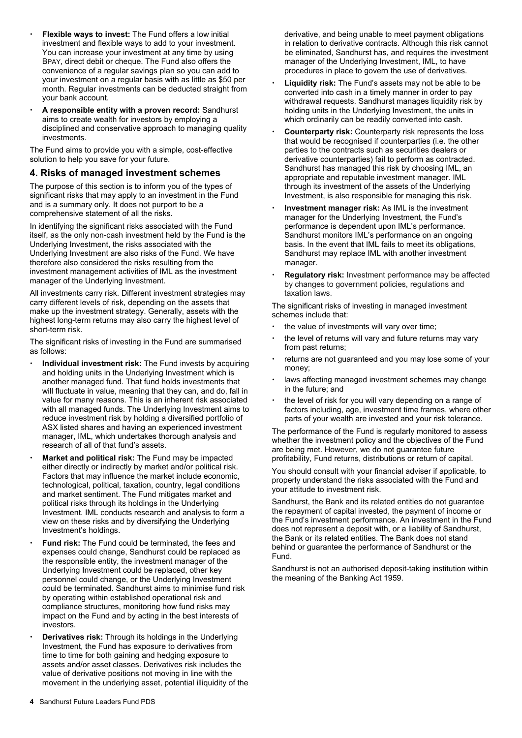- **Flexible ways to invest:** The Fund offers a low initial investment and flexible ways to add to your investment. You can increase your investment at any time by using BPAY, direct debit or cheque. The Fund also offers the convenience of a regular savings plan so you can add to your investment on a regular basis with as little as $50 per month. Regular investments can be deducted straight from your bank account.
- **A responsible entity with a proven record:** Sandhurst aims to create wealth for investors by employing a disciplined and conservative approach to managing quality investments.

The Fund aims to provide you with a simple, cost-effective solution to help you save for your future.

## 4. Risks of managed investment schemes

The purpose of this section is to inform you of the types of significant risks that may apply to an investment in the Fund and is a summary only. It does not purport to be a comprehensive statement of all the risks.

In identifying the significant risks associated with the Fund itself, as the only non-cash investment held by the Fund is the Underlying Investment, the risks associated with the Underlying Investment are also risks of the Fund. We have therefore also considered the risks resulting from the investment management activities of IML as the investment manager of the Underlying Investment.

All investments carry risk. Different investment strategies may carry different levels of risk, depending on the assets that make up the investment strategy. Generally, assets with the highest long-term returns may also carry the highest level of short-term risk.

The significant risks of investing in the Fund are summarised as follows:

- **Individual investment risk:** The Fund invests by acquiring and holding units in the Underlying Investment which is another managed fund. That fund holds investments that will fluctuate in value, meaning that they can, and do, fall in value for many reasons. This is an inherent risk associated with all managed funds. The Underlying Investment aims to reduce investment risk by holding a diversified portfolio of ASX listed shares and having an experienced investment manager, IML, which undertakes thorough analysis and research of all of that fund's assets.
- **Market and political risk:** The Fund may be impacted either directly or indirectly by market and/or political risk. Factors that may influence the market include economic, technological, political, taxation, country, legal conditions and market sentiment. The Fund mitigates market and political risks through its holdings in the Underlying Investment. IML conducts research and analysis to form a view on these risks and by diversifying the Underlying Investment's holdings.
- **Fund risk:** The Fund could be terminated, the fees and expenses could change, Sandhurst could be replaced as the responsible entity, the investment manager of the Underlying Investment could be replaced, other key personnel could change, or the Underlying Investment could be terminated. Sandhurst aims to minimise fund risk by operating within established operational risk and compliance structures, monitoring how fund risks may impact on the Fund and by acting in the best interests of investors.
- **Derivatives risk:** Through its holdings in the Underlying Investment, the Fund has exposure to derivatives from time to time for both gaining and hedging exposure to assets and/or asset classes. Derivatives risk includes the value of derivative positions not moving in line with the movement in the underlying asset, potential illiquidity of the derivative, and being unable to meet payment obligations in relation to derivative contracts. Although this risk cannot be eliminated, Sandhurst has, and requires the investment manager of the Underlying Investment, IML, to have procedures in place to govern the use of derivatives.
- **Liquidity risk:** The Fund's assets may not be able to be converted into cash in a timely manner in order to pay withdrawal requests. Sandhurst manages liquidity risk by holding units in the Underlying Investment, the units in which ordinarily can be readily converted into cash.
- **Counterparty risk:** Counterparty risk represents the loss that would be recognised if counterparties (i.e. the other parties to the contracts such as securities dealers or derivative counterparties) fail to perform as contracted. Sandhurst has managed this risk by choosing IML, an appropriate and reputable investment manager. IML through its investment of the assets of the Underlying Investment, is also responsible for managing this risk.
- **Investment manager risk:** As IML is the investment manager for the Underlying Investment, the Fund's performance is dependent upon IML's performance. Sandhurst monitors IML's performance on an ongoing basis. In the event that IML fails to meet its obligations, Sandhurst may replace IML with another investment manager.
- **Regulatory risk:** Investment performance may be affected by changes to government policies, regulations and taxation laws.

The significant risks of investing in managed investment schemes include that:

- the value of investments will vary over time;
- the level of returns will vary and future returns may vary from past returns;
- returns are not guaranteed and you may lose some of your money;
- laws affecting managed investment schemes may change in the future; and
- the level of risk for you will vary depending on a range of factors including, age, investment time frames, where other parts of your wealth are invested and your risk tolerance.

The performance of the Fund is regularly monitored to assess whether the investment policy and the objectives of the Fund are being met. However, we do not guarantee future profitability, Fund returns, distributions or return of capital.

You should consult with your financial adviser if applicable, to properly understand the risks associated with the Fund and your attitude to investment risk.

Sandhurst, the Bank and its related entities do not guarantee the repayment of capital invested, the payment of income or the Fund's investment performance. An investment in the Fund does not represent a deposit with, or a liability of Sandhurst, the Bank or its related entities. The Bank does not stand behind or guarantee the performance of Sandhurst or the Fund.

Sandhurst is not an authorised deposit-taking institution within the meaning of the Banking Act 1959.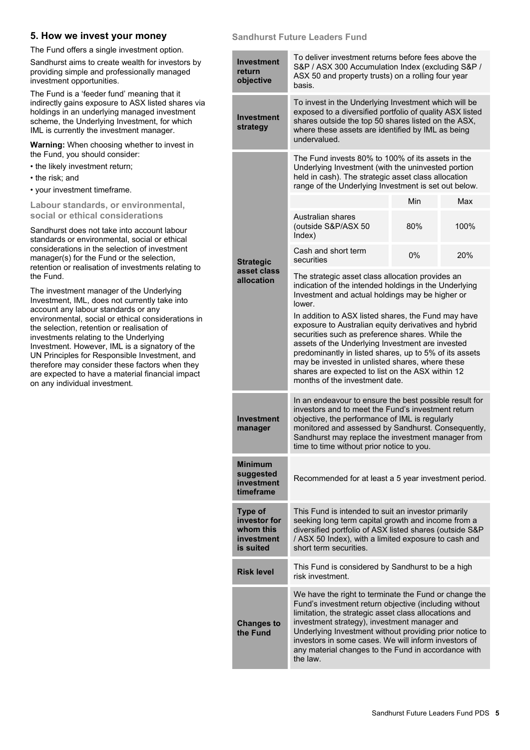## 5. How we invest your money

The Fund offers a single investment option.

Sandhurst aims to create wealth for investors by providing simple and professionally managed investment opportunities.

The Fund is a 'feeder fund' meaning that it indirectly gains exposure to ASX listed shares via holdings in an underlying managed investment scheme, the Underlying Investment, for which IML is currently the investment manager.

**Warning:** When choosing whether to invest in the Fund, you should consider:

- the likely investment return;
- the risk; and
- your investment timeframe.

### Labour standards, or environmental, social or ethical considerations

Sandhurst does not take into account labour standards or environmental, social or ethical considerations in the selection of investment manager(s) for the Fund or the selection, retention or realisation of investments relating to the Fund.

The investment manager of the Underlying Investment, IML, does not currently take into account any labour standards or any environmental, social or ethical considerations in the selection, retention or realisation of investments relating to the Underlying Investment. However, IML is a signatory of the UN Principles for Responsible Investment, and therefore may consider these factors when they are expected to have a material financial impact on any individual investment.

### Sandhurst Future Leaders Fund

| | |
|---|---|
| **Investment return objective** | To deliver investment returns before fees above the S&P / ASX 300 Accumulation Index (excluding S&P / ASX 50 and property trusts) on a rolling four year basis. |
| **Investment strategy** | To invest in the Underlying Investment which will be exposed to a diversified portfolio of quality ASX listed shares outside the top 50 shares listed on the ASX, where these assets are identified by IML as being undervalued. |
| **Strategic asset class allocation** | The Fund invests 80% to 100% of its assets in the Underlying Investment (with the uninvested portion held in cash). The strategic asset class allocation range of the Underlying Investment is set out below.<br><br>Australian shares (outside S&P/ASX 50 Index): Min 80%, Max 100%<br>Cash and short term securities: Min 0%, Max 20%<br><br>The strategic asset class allocation provides an indication of the intended holdings in the Underlying Investment and actual holdings may be higher or lower.<br><br>In addition to ASX listed shares, the Fund may have exposure to Australian equity derivatives and hybrid securities such as preference shares. While the assets of the Underlying Investment are invested predominantly in listed shares, up to 5% of its assets may be invested in unlisted shares, where these shares are expected to list on the ASX within 12 months of the investment date. |
| **Investment manager** | In an endeavour to ensure the best possible result for investors and to meet the Fund's investment return objective, the performance of IML is regularly monitored and assessed by Sandhurst. Consequently, Sandhurst may replace the investment manager from time to time without prior notice to you. |
| **Minimum suggested investment timeframe** | Recommended for at least a 5 year investment period. |
| **Type of investor for whom this investment is suited** | This Fund is intended to suit an investor primarily seeking long term capital growth and income from a diversified portfolio of ASX listed shares (outside S&P / ASX 50 Index), with a limited exposure to cash and short term securities. |
| **Risk level** | This Fund is considered by Sandhurst to be a high risk investment. |
| **Changes to the Fund** | We have the right to terminate the Fund or change the Fund's investment return objective (including without limitation, the strategic asset class allocations and investment strategy), investment manager and Underlying Investment without providing prior notice to investors in some cases. We will inform investors of any material changes to the Fund in accordance with the law. |

Strategic asset class allocation range of the Underlying Investment:

| | Min | Max |
|---|---|---|
| Australian shares (outside S&P/ASX 50 Index) | 80% | 100% |
| Cash and short term securities | 0% | 20% |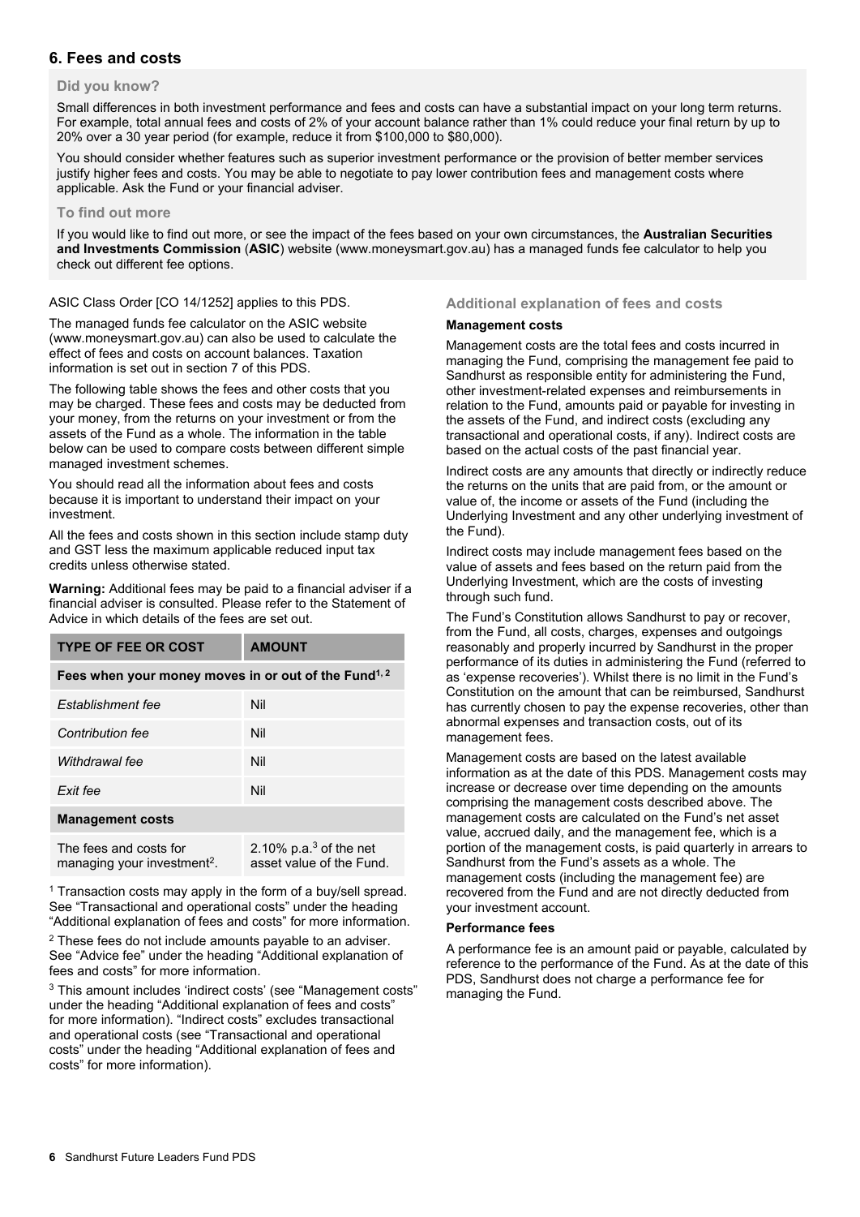## 6. Fees and costs

### Did you know?

Small differences in both investment performance and fees and costs can have a substantial impact on your long term returns. For example, total annual fees and costs of 2% of your account balance rather than 1% could reduce your final return by up to 20% over a 30 year period (for example, reduce it from $100,000 to $80,000).

You should consider whether features such as superior investment performance or the provision of better member services justify higher fees and costs. You may be able to negotiate to pay lower contribution fees and management costs where applicable. Ask the Fund or your financial adviser.

### To find out more

If you would like to find out more, or see the impact of the fees based on your own circumstances, the **Australian Securities and Investments Commission** (**ASIC**) website (www.moneysmart.gov.au) has a managed funds fee calculator to help you check out different fee options.

ASIC Class Order [CO 14/1252] applies to this PDS.

The managed funds fee calculator on the ASIC website (www.moneysmart.gov.au) can also be used to calculate the effect of fees and costs on account balances. Taxation information is set out in section 7 of this PDS.

The following table shows the fees and other costs that you may be charged. These fees and costs may be deducted from your money, from the returns on your investment or from the assets of the Fund as a whole. The information in the table below can be used to compare costs between different simple managed investment schemes.

You should read all the information about fees and costs because it is important to understand their impact on your investment.

All the fees and costs shown in this section include stamp duty and GST less the maximum applicable reduced input tax credits unless otherwise stated.

**Warning:** Additional fees may be paid to a financial adviser if a financial adviser is consulted. Please refer to the Statement of Advice in which details of the fees are set out.

| TYPE OF FEE OR COST | AMOUNT |
|---|---|
| **Fees when your money moves in or out of the Fund[1, 2]** | |
| *Establishment fee* | Nil |
| *Contribution fee* | Nil |
| *Withdrawal fee* | Nil |
| *Exit fee* | Nil |
| **Management costs** | |
| The fees and costs for managing your investment[2]. | 2.10% p.a.[3] of the net asset value of the Fund. |

[1] Transaction costs may apply in the form of a buy/sell spread. See "Transactional and operational costs" under the heading "Additional explanation of fees and costs" for more information.

[2] These fees do not include amounts payable to an adviser. See "Advice fee" under the heading "Additional explanation of fees and costs" for more information.

[3] This amount includes 'indirect costs' (see "Management costs" under the heading "Additional explanation of fees and costs" for more information). "Indirect costs" excludes transactional and operational costs (see "Transactional and operational costs" under the heading "Additional explanation of fees and costs" for more information).

### Additional explanation of fees and costs

#### Management costs

Management costs are the total fees and costs incurred in managing the Fund, comprising the management fee paid to Sandhurst as responsible entity for administering the Fund, other investment-related expenses and reimbursements in relation to the Fund, amounts paid or payable for investing in the assets of the Fund, and indirect costs (excluding any transactional and operational costs, if any). Indirect costs are based on the actual costs of the past financial year.

Indirect costs are any amounts that directly or indirectly reduce the returns on the units that are paid from, or the amount or value of, the income or assets of the Fund (including the Underlying Investment and any other underlying investment of the Fund).

Indirect costs may include management fees based on the value of assets and fees based on the return paid from the Underlying Investment, which are the costs of investing through such fund.

The Fund's Constitution allows Sandhurst to pay or recover, from the Fund, all costs, charges, expenses and outgoings reasonably and properly incurred by Sandhurst in the proper performance of its duties in administering the Fund (referred to as 'expense recoveries'). Whilst there is no limit in the Fund's Constitution on the amount that can be reimbursed, Sandhurst has currently chosen to pay the expense recoveries, other than abnormal expenses and transaction costs, out of its management fees.

Management costs are based on the latest available information as at the date of this PDS. Management costs may increase or decrease over time depending on the amounts comprising the management costs described above. The management costs are calculated on the Fund's net asset value, accrued daily, and the management fee, which is a portion of the management costs, is paid quarterly in arrears to Sandhurst from the Fund's assets as a whole. The management costs (including the management fee) are recovered from the Fund and are not directly deducted from your investment account.

#### Performance fees

A performance fee is an amount paid or payable, calculated by reference to the performance of the Fund. As at the date of this PDS, Sandhurst does not charge a performance fee for managing the Fund.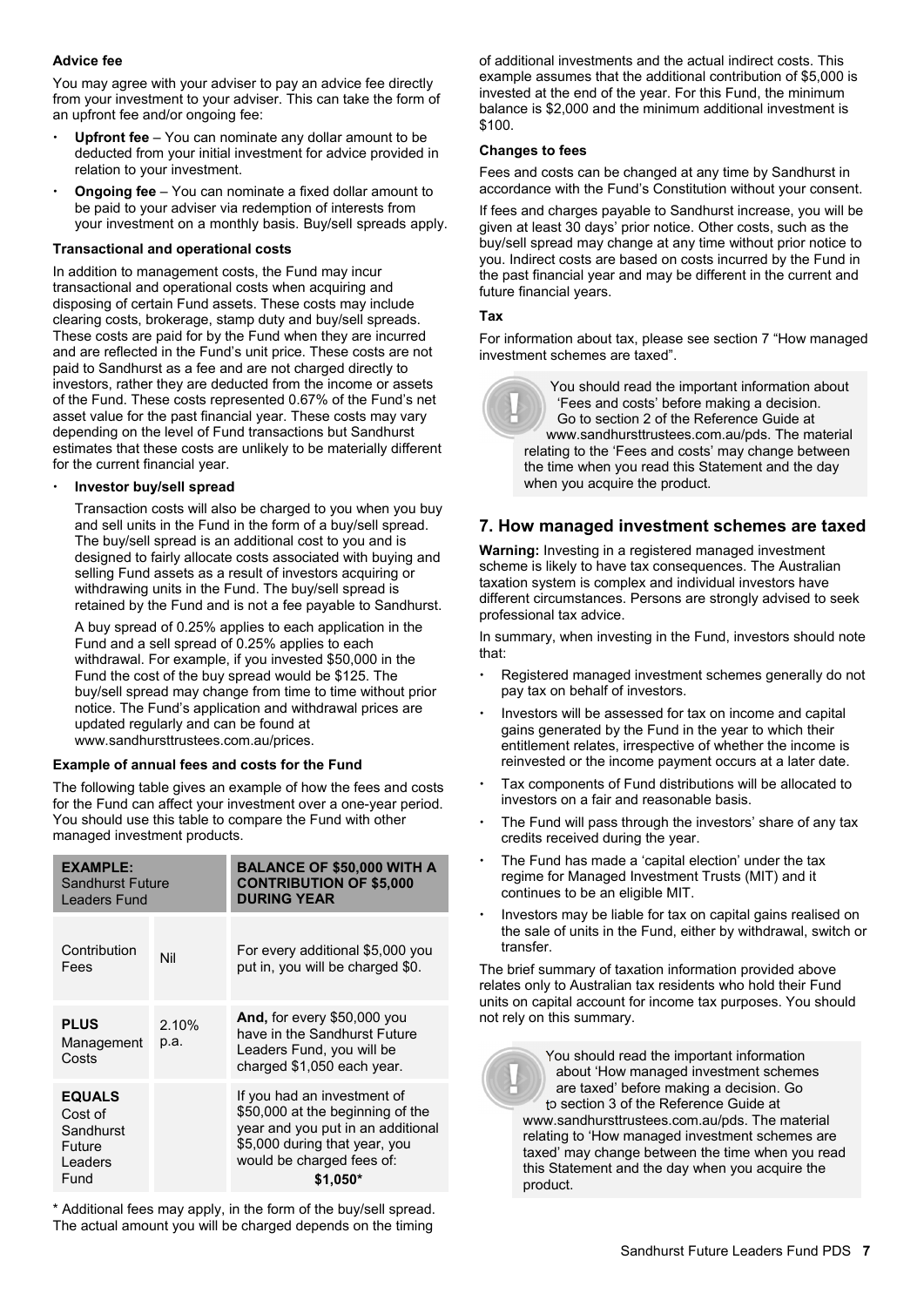**Advice fee**

You may agree with your adviser to pay an advice fee directly from your investment to your adviser. This can take the form of an upfront fee and/or ongoing fee:

- **Upfront fee** – You can nominate any dollar amount to be deducted from your initial investment for advice provided in relation to your investment.
- **Ongoing fee** – You can nominate a fixed dollar amount to be paid to your adviser via redemption of interests from your investment on a monthly basis. Buy/sell spreads apply.

**Transactional and operational costs**

In addition to management costs, the Fund may incur transactional and operational costs when acquiring and disposing of certain Fund assets. These costs may include clearing costs, brokerage, stamp duty and buy/sell spreads. These costs are paid for by the Fund when they are incurred and are reflected in the Fund's unit price. These costs are not paid to Sandhurst as a fee and are not charged directly to investors, rather they are deducted from the income or assets of the Fund. These costs represented 0.67% of the Fund's net asset value for the past financial year. These costs may vary depending on the level of Fund transactions but Sandhurst estimates that these costs are unlikely to be materially different for the current financial year.

- **Investor buy/sell spread**

  Transaction costs will also be charged to you when you buy and sell units in the Fund in the form of a buy/sell spread. The buy/sell spread is an additional cost to you and is designed to fairly allocate costs associated with buying and selling Fund assets as a result of investors acquiring or withdrawing units in the Fund. The buy/sell spread is retained by the Fund and is not a fee payable to Sandhurst.

  A buy spread of 0.25% applies to each application in the Fund and a sell spread of 0.25% applies to each withdrawal. For example, if you invested $50,000 in the Fund the cost of the buy spread would be $125. The buy/sell spread may change from time to time without prior notice. The Fund's application and withdrawal prices are updated regularly and can be found at www.sandhursttrustees.com.au/prices.

**Example of annual fees and costs for the Fund**

The following table gives an example of how the fees and costs for the Fund can affect your investment over a one-year period. You should use this table to compare the Fund with other managed investment products.

| **EXAMPLE:** Sandhurst Future Leaders Fund | | **BALANCE OF $50,000 WITH A CONTRIBUTION OF $5,000 DURING YEAR** |
|---|---|---|
| Contribution Fees | Nil | For every additional $5,000 you put in, you will be charged $0. |
| **PLUS** Management Costs | 2.10% p.a. | **And,** for every $50,000 you have in the Sandhurst Future Leaders Fund, you will be charged $1,050 each year. |
| **EQUALS** Cost of Sandhurst Future Leaders Fund | | If you had an investment of $50,000 at the beginning of the year and you put in an additional $5,000 during that year, you would be charged fees of: **$1,050*** |

\* Additional fees may apply, in the form of the buy/sell spread. The actual amount you will be charged depends on the timing of additional investments and the actual indirect costs. This example assumes that the additional contribution of $5,000 is invested at the end of the year. For this Fund, the minimum balance is $2,000 and the minimum additional investment is $100.

**Changes to fees**

Fees and costs can be changed at any time by Sandhurst in accordance with the Fund's Constitution without your consent.

If fees and charges payable to Sandhurst increase, you will be given at least 30 days' prior notice. Other costs, such as the buy/sell spread may change at any time without prior notice to you. Indirect costs are based on costs incurred by the Fund in the past financial year and may be different in the current and future financial years.

**Tax**

For information about tax, please see section 7 "How managed investment schemes are taxed".

You should read the important information about 'Fees and costs' before making a decision. Go to section 2 of the Reference Guide at www.sandhursttrustees.com.au/pds. The material relating to the 'Fees and costs' may change between the time when you read this Statement and the day when you acquire the product.

## 7. How managed investment schemes are taxed

**Warning:** Investing in a registered managed investment scheme is likely to have tax consequences. The Australian taxation system is complex and individual investors have different circumstances. Persons are strongly advised to seek professional tax advice.

In summary, when investing in the Fund, investors should note that:

- Registered managed investment schemes generally do not pay tax on behalf of investors.
- Investors will be assessed for tax on income and capital gains generated by the Fund in the year to which their entitlement relates, irrespective of whether the income is reinvested or the income payment occurs at a later date.
- Tax components of Fund distributions will be allocated to investors on a fair and reasonable basis.
- The Fund will pass through the investors' share of any tax credits received during the year.
- The Fund has made a 'capital election' under the tax regime for Managed Investment Trusts (MIT) and it continues to be an eligible MIT.
- Investors may be liable for tax on capital gains realised on the sale of units in the Fund, either by withdrawal, switch or transfer.

The brief summary of taxation information provided above relates only to Australian tax residents who hold their Fund units on capital account for income tax purposes. You should not rely on this summary.

You should read the important information about 'How managed investment schemes are taxed' before making a decision. Go to section 3 of the Reference Guide at www.sandhursttrustees.com.au/pds. The material relating to 'How managed investment schemes are taxed' may change between the time when you read this Statement and the day when you acquire the product.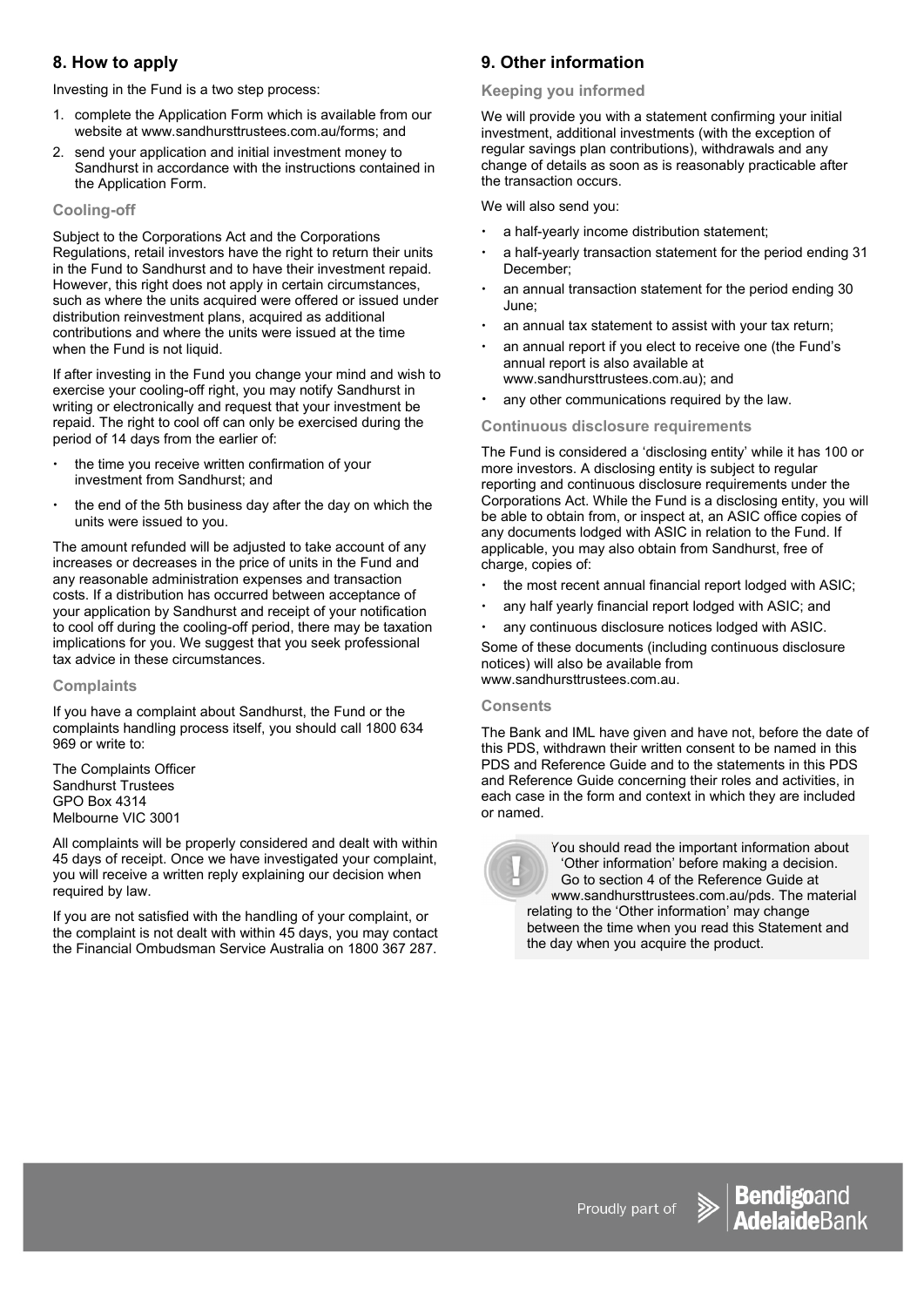## 8. How to apply

Investing in the Fund is a two step process:

1. complete the Application Form which is available from our website at www.sandhursttrustees.com.au/forms; and
2. send your application and initial investment money to Sandhurst in accordance with the instructions contained in the Application Form.

### Cooling-off

Subject to the Corporations Act and the Corporations Regulations, retail investors have the right to return their units in the Fund to Sandhurst and to have their investment repaid. However, this right does not apply in certain circumstances, such as where the units acquired were offered or issued under distribution reinvestment plans, acquired as additional contributions and where the units were issued at the time when the Fund is not liquid.

If after investing in the Fund you change your mind and wish to exercise your cooling-off right, you may notify Sandhurst in writing or electronically and request that your investment be repaid. The right to cool off can only be exercised during the period of 14 days from the earlier of:

- the time you receive written confirmation of your investment from Sandhurst; and
- the end of the 5th business day after the day on which the units were issued to you.

The amount refunded will be adjusted to take account of any increases or decreases in the price of units in the Fund and any reasonable administration expenses and transaction costs. If a distribution has occurred between acceptance of your application by Sandhurst and receipt of your notification to cool off during the cooling-off period, there may be taxation implications for you. We suggest that you seek professional tax advice in these circumstances.

### Complaints

If you have a complaint about Sandhurst, the Fund or the complaints handling process itself, you should call 1800 634 969 or write to:

The Complaints Officer
Sandhurst Trustees
GPO Box 4314
Melbourne VIC 3001

All complaints will be properly considered and dealt with within 45 days of receipt. Once we have investigated your complaint, you will receive a written reply explaining our decision when required by law.

If you are not satisfied with the handling of your complaint, or the complaint is not dealt with within 45 days, you may contact the Financial Ombudsman Service Australia on 1800 367 287.

## 9. Other information

### Keeping you informed

We will provide you with a statement confirming your initial investment, additional investments (with the exception of regular savings plan contributions), withdrawals and any change of details as soon as is reasonably practicable after the transaction occurs.

We will also send you:

- a half-yearly income distribution statement;
- a half-yearly transaction statement for the period ending 31 December;
- an annual transaction statement for the period ending 30 June;
- an annual tax statement to assist with your tax return;
- an annual report if you elect to receive one (the Fund's annual report is also available at www.sandhursttrustees.com.au); and
- any other communications required by the law.

### Continuous disclosure requirements

The Fund is considered a 'disclosing entity' while it has 100 or more investors. A disclosing entity is subject to regular reporting and continuous disclosure requirements under the Corporations Act. While the Fund is a disclosing entity, you will be able to obtain from, or inspect at, an ASIC office copies of any documents lodged with ASIC in relation to the Fund. If applicable, you may also obtain from Sandhurst, free of charge, copies of:

- the most recent annual financial report lodged with ASIC;
- any half yearly financial report lodged with ASIC; and
- any continuous disclosure notices lodged with ASIC.

Some of these documents (including continuous disclosure notices) will also be available from www.sandhursttrustees.com.au.

### Consents

The Bank and IML have given and have not, before the date of this PDS, withdrawn their written consent to be named in this PDS and Reference Guide and to the statements in this PDS and Reference Guide concerning their roles and activities, in each case in the form and context in which they are included or named.

You should read the important information about 'Other information' before making a decision. Go to section 4 of the Reference Guide at www.sandhursttrustees.com.au/pds. The material relating to the 'Other information' may change between the time when you read this Statement and the day when you acquire the product.

Proudly part of Bendigo and Adelaide Bank